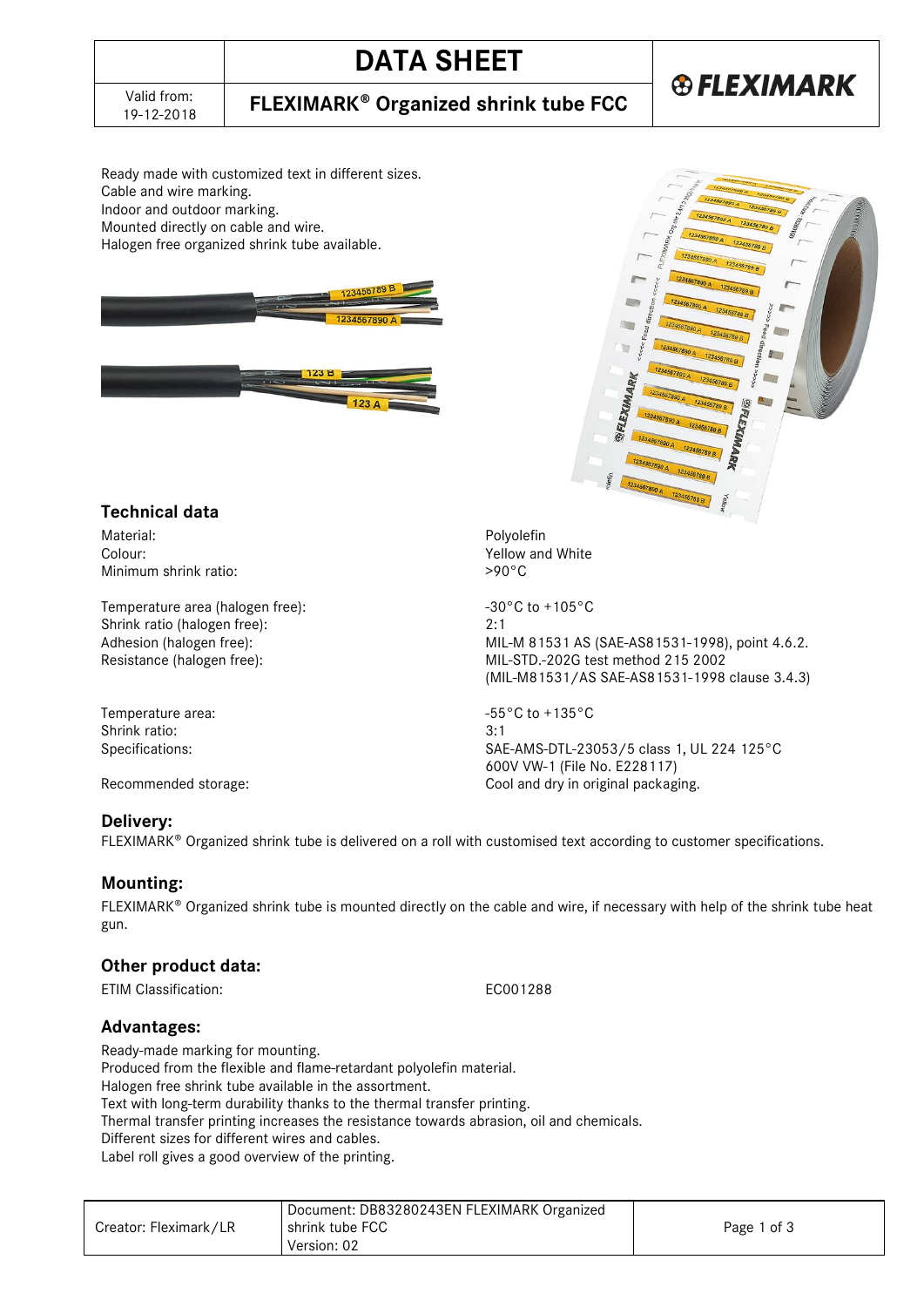# DATA SHEET

Valid from: 19-12-2018

## FLEXIMARK® Organized shrink tube FCC

Ready made with customized text in different sizes.
Cable and wire marking.
Indoor and outdoor marking.
Mounted directly on cable and wire.
Halogen free organized shrink tube available.

## Technical data

| | |
|---|---|
| Material: | Polyolefin |
| Colour: | Yellow and White |
| Minimum shrink ratio: | >90°C |
| Temperature area (halogen free): | -30°C to +105°C |
| Shrink ratio (halogen free): | 2:1 |
| Adhesion (halogen free): | MIL-M 81531 AS (SAE-AS81531-1998), point 4.6.2. |
| Resistance (halogen free): | MIL-STD.-202G test method 215 2002 (MIL-M81531/AS SAE-AS81531-1998 clause 3.4.3) |
| Temperature area: | -55°C to +135°C |
| Shrink ratio: | 3:1 |
| Specifications: | SAE-AMS-DTL-23053/5 class 1, UL 224 125°C 600V VW-1 (File No. E228117) |
| Recommended storage: | Cool and dry in original packaging. |

## Delivery:

FLEXIMARK® Organized shrink tube is delivered on a roll with customised text according to customer specifications.

## Mounting:

FLEXIMARK® Organized shrink tube is mounted directly on the cable and wire, if necessary with help of the shrink tube heat gun.

## Other product data:

| | |
|---|---|
| ETIM Classification: | EC001288 |

## Advantages:

Ready-made marking for mounting.
Produced from the flexible and flame-retardant polyolefin material.
Halogen free shrink tube available in the assortment.
Text with long-term durability thanks to the thermal transfer printing.
Thermal transfer printing increases the resistance towards abrasion, oil and chemicals.
Different sizes for different wires and cables.
Label roll gives a good overview of the printing.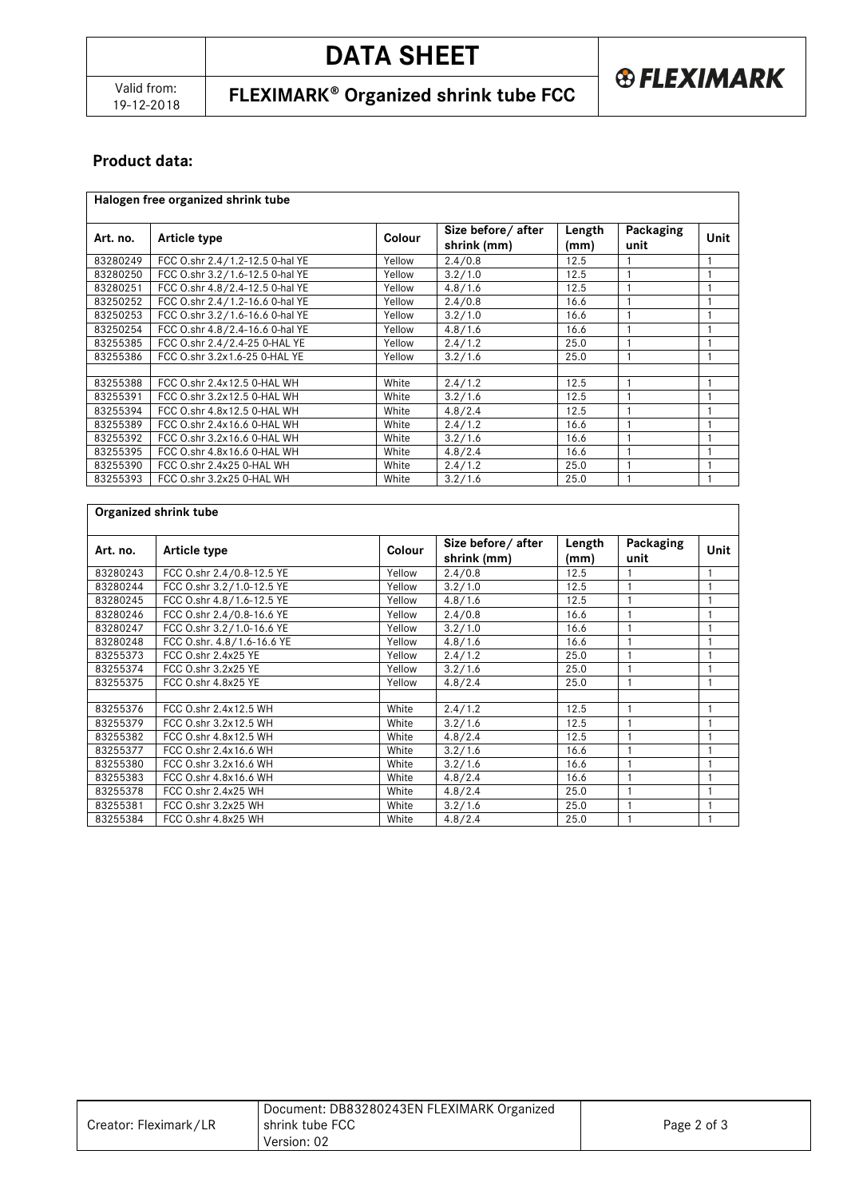## Product data:

| Halogen free organized shrink tube | | | | | | |
|---|---|---|---|---|---|---|
| **Art. no.** | **Article type** | **Colour** | **Size before/ after shrink (mm)** | **Length (mm)** | **Packaging unit** | **Unit** |
| 83280249 | FCC O.shr 2.4/1.2-12.5 0-hal YE | Yellow | 2.4/0.8 | 12.5 | 1 | 1 |
| 83280250 | FCC O.shr 3.2/1.6-12.5 0-hal YE | Yellow | 3.2/1.0 | 12.5 | 1 | 1 |
| 83280251 | FCC O.shr 4.8/2.4-12.5 0-hal YE | Yellow | 4.8/1.6 | 12.5 | 1 | 1 |
| 83250252 | FCC O.shr 2.4/1.2-16.6 0-hal YE | Yellow | 2.4/0.8 | 16.6 | 1 | 1 |
| 83250253 | FCC O.shr 3.2/1.6-16.6 0-hal YE | Yellow | 3.2/1.0 | 16.6 | 1 | 1 |
| 83250254 | FCC O.shr 4.8/2.4-16.6 0-hal YE | Yellow | 4.8/1.6 | 16.6 | 1 | 1 |
| 83255385 | FCC O.shr 2.4/2.4-25 0-HAL YE | Yellow | 2.4/1.2 | 25.0 | 1 | 1 |
| 83255386 | FCC O.shr 3.2x1.6-25 0-HAL YE | Yellow | 3.2/1.6 | 25.0 | 1 | 1 |
| | | | | | | |
| 83255388 | FCC O.shr 2.4x12.5 0-HAL WH | White | 2.4/1.2 | 12.5 | 1 | 1 |
| 83255391 | FCC O.shr 3.2x12.5 0-HAL WH | White | 3.2/1.6 | 12.5 | 1 | 1 |
| 83255394 | FCC O.shr 4.8x12.5 0-HAL WH | White | 4.8/2.4 | 12.5 | 1 | 1 |
| 83255389 | FCC O.shr 2.4x16.6 0-HAL WH | White | 2.4/1.2 | 16.6 | 1 | 1 |
| 83255392 | FCC O.shr 3.2x16.6 0-HAL WH | White | 3.2/1.6 | 16.6 | 1 | 1 |
| 83255395 | FCC O.shr 4.8x16.6 0-HAL WH | White | 4.8/2.4 | 16.6 | 1 | 1 |
| 83255390 | FCC O.shr 2.4x25 0-HAL WH | White | 2.4/1.2 | 25.0 | 1 | 1 |
| 83255393 | FCC O.shr 3.2x25 0-HAL WH | White | 3.2/1.6 | 25.0 | 1 | 1 |

| Organized shrink tube | | | | | | |
|---|---|---|---|---|---|---|
| **Art. no.** | **Article type** | **Colour** | **Size before/ after shrink (mm)** | **Length (mm)** | **Packaging unit** | **Unit** |
| 83280243 | FCC O.shr 2.4/0.8-12.5 YE | Yellow | 2.4/0.8 | 12.5 | 1 | 1 |
| 83280244 | FCC O.shr 3.2/1.0-12.5 YE | Yellow | 3.2/1.0 | 12.5 | 1 | 1 |
| 83280245 | FCC O.shr 4.8/1.6-12.5 YE | Yellow | 4.8/1.6 | 12.5 | 1 | 1 |
| 83280246 | FCC O.shr 2.4/0.8-16.6 YE | Yellow | 2.4/0.8 | 16.6 | 1 | 1 |
| 83280247 | FCC O.shr 3.2/1.0-16.6 YE | Yellow | 3.2/1.0 | 16.6 | 1 | 1 |
| 83280248 | FCC O.shr. 4.8/1.6-16.6 YE | Yellow | 4.8/1.6 | 16.6 | 1 | 1 |
| 83255373 | FCC O.shr 2.4x25 YE | Yellow | 2.4/1.2 | 25.0 | 1 | 1 |
| 83255374 | FCC O.shr 3.2x25 YE | Yellow | 3.2/1.6 | 25.0 | 1 | 1 |
| 83255375 | FCC O.shr 4.8x25 YE | Yellow | 4.8/2.4 | 25.0 | 1 | 1 |
| | | | | | | |
| 83255376 | FCC O.shr 2.4x12.5 WH | White | 2.4/1.2 | 12.5 | 1 | 1 |
| 83255379 | FCC O.shr 3.2x12.5 WH | White | 3.2/1.6 | 12.5 | 1 | 1 |
| 83255382 | FCC O.shr 4.8x12.5 WH | White | 4.8/2.4 | 12.5 | 1 | 1 |
| 83255377 | FCC O.shr 2.4x16.6 WH | White | 3.2/1.6 | 16.6 | 1 | 1 |
| 83255380 | FCC O.shr 3.2x16.6 WH | White | 3.2/1.6 | 16.6 | 1 | 1 |
| 83255383 | FCC O.shr 4.8x16.6 WH | White | 4.8/2.4 | 16.6 | 1 | 1 |
| 83255378 | FCC O.shr 2.4x25 WH | White | 4.8/2.4 | 25.0 | 1 | 1 |
| 83255381 | FCC O.shr 3.2x25 WH | White | 3.2/1.6 | 25.0 | 1 | 1 |
| 83255384 | FCC O.shr 4.8x25 WH | White | 4.8/2.4 | 25.0 | 1 | 1 |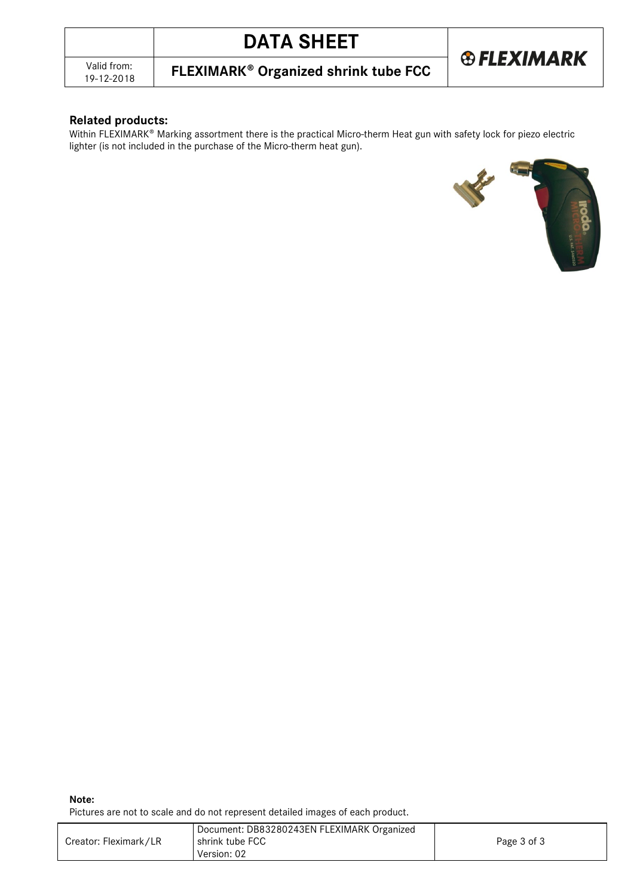### Related products:

Within FLEXIMARK® Marking assortment there is the practical Micro-therm Heat gun with safety lock for piezo electric lighter (is not included in the purchase of the Micro-therm heat gun).

**Note:**

Pictures are not to scale and do not represent detailed images of each product.